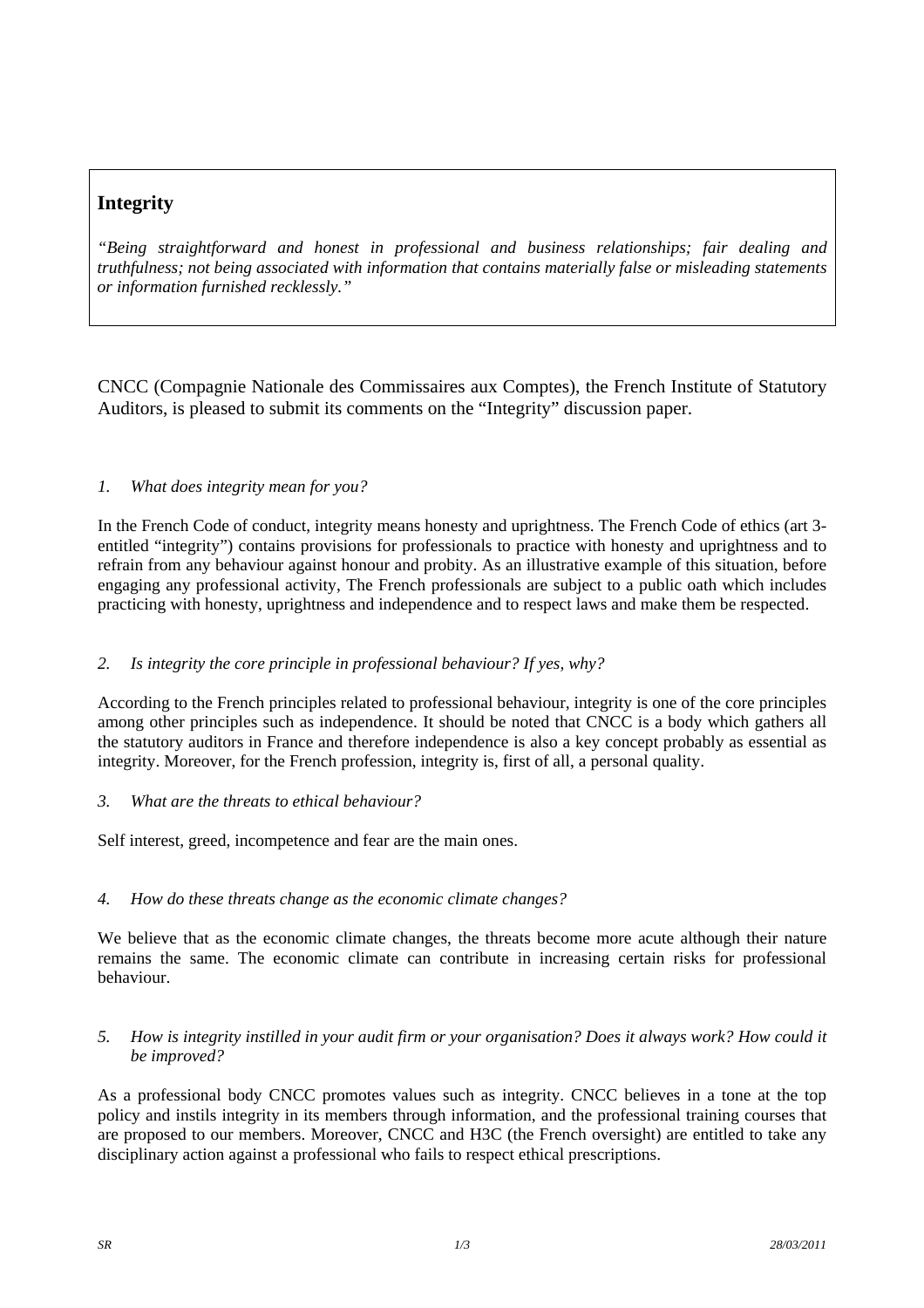## Integrity

*"Being straightforward and honest in professional and business relationships; fair dealing and truthfulness; not being associated with information that contains materially false or misleading statements or information furnished recklessly."*

CNCC (Compagnie Nationale des Commissaires aux Comptes), the French Institute of Statutory Auditors, is pleased to submit its comments on the "Integrity" discussion paper.

*1. What does integrity mean for you?*

In the French Code of conduct, integrity means honesty and uprightness. The French Code of ethics (art 3- entitled "integrity") contains provisions for professionals to practice with honesty and uprightness and to refrain from any behaviour against honour and probity. As an illustrative example of this situation, before engaging any professional activity, The French professionals are subject to a public oath which includes practicing with honesty, uprightness and independence and to respect laws and make them be respected.

*2. Is integrity the core principle in professional behaviour? If yes, why?*

According to the French principles related to professional behaviour, integrity is one of the core principles among other principles such as independence. It should be noted that CNCC is a body which gathers all the statutory auditors in France and therefore independence is also a key concept probably as essential as integrity. Moreover, for the French profession, integrity is, first of all, a personal quality.

*3. What are the threats to ethical behaviour?*

Self interest, greed, incompetence and fear are the main ones.

*4. How do these threats change as the economic climate changes?*

We believe that as the economic climate changes, the threats become more acute although their nature remains the same. The economic climate can contribute in increasing certain risks for professional behaviour.

*5. How is integrity instilled in your audit firm or your organisation? Does it always work? How could it be improved?*

As a professional body CNCC promotes values such as integrity. CNCC believes in a tone at the top policy and instils integrity in its members through information, and the professional training courses that are proposed to our members. Moreover, CNCC and H3C (the French oversight) are entitled to take any disciplinary action against a professional who fails to respect ethical prescriptions.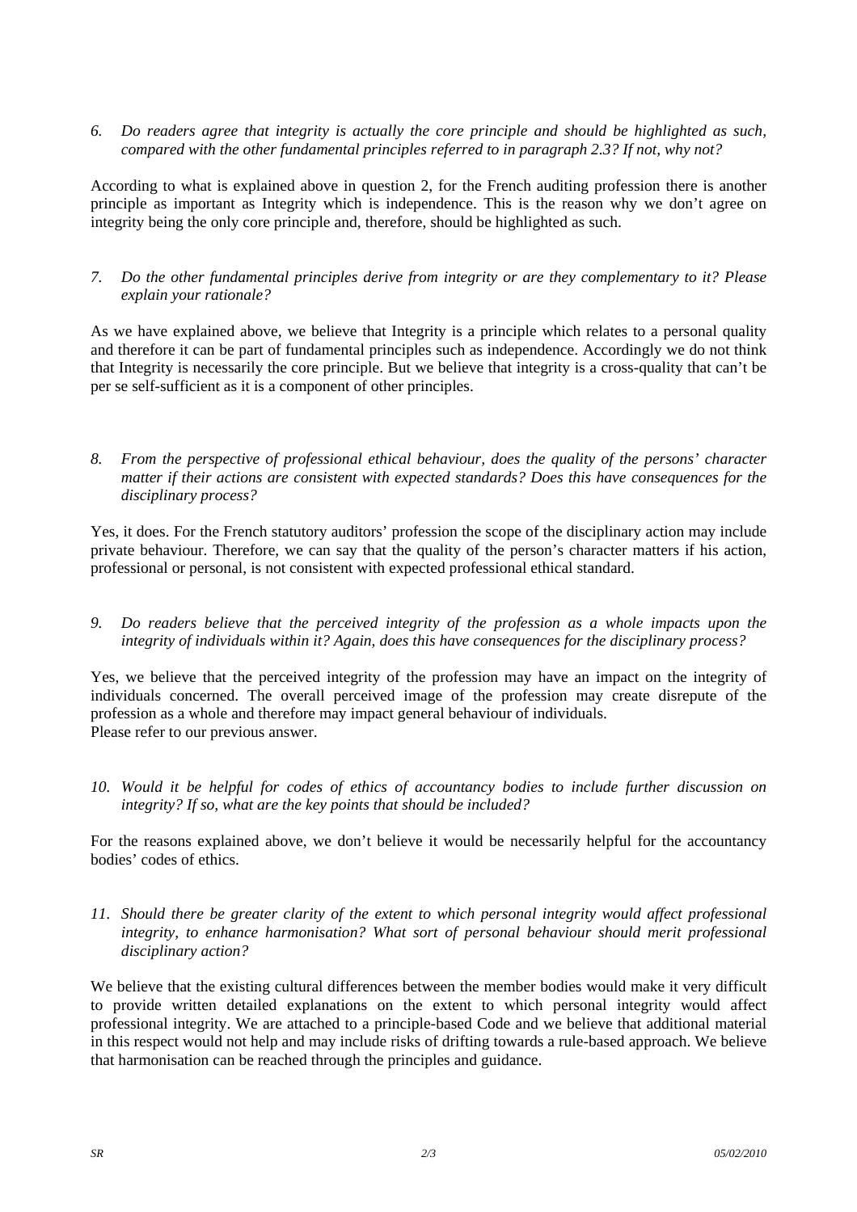*6. Do readers agree that integrity is actually the core principle and should be highlighted as such, compared with the other fundamental principles referred to in paragraph 2.3? If not, why not?*

According to what is explained above in question 2, for the French auditing profession there is another principle as important as Integrity which is independence. This is the reason why we don't agree on integrity being the only core principle and, therefore, should be highlighted as such.

*7. Do the other fundamental principles derive from integrity or are they complementary to it? Please explain your rationale?*

As we have explained above, we believe that Integrity is a principle which relates to a personal quality and therefore it can be part of fundamental principles such as independence. Accordingly we do not think that Integrity is necessarily the core principle. But we believe that integrity is a cross-quality that can't be per se self-sufficient as it is a component of other principles.

*8. From the perspective of professional ethical behaviour, does the quality of the persons' character matter if their actions are consistent with expected standards? Does this have consequences for the disciplinary process?*

Yes, it does. For the French statutory auditors' profession the scope of the disciplinary action may include private behaviour. Therefore, we can say that the quality of the person's character matters if his action, professional or personal, is not consistent with expected professional ethical standard.

*9. Do readers believe that the perceived integrity of the profession as a whole impacts upon the integrity of individuals within it? Again, does this have consequences for the disciplinary process?*

Yes, we believe that the perceived integrity of the profession may have an impact on the integrity of individuals concerned. The overall perceived image of the profession may create disrepute of the profession as a whole and therefore may impact general behaviour of individuals.
Please refer to our previous answer.

*10. Would it be helpful for codes of ethics of accountancy bodies to include further discussion on integrity? If so, what are the key points that should be included?*

For the reasons explained above, we don't believe it would be necessarily helpful for the accountancy bodies' codes of ethics.

*11. Should there be greater clarity of the extent to which personal integrity would affect professional integrity, to enhance harmonisation? What sort of personal behaviour should merit professional disciplinary action?*

We believe that the existing cultural differences between the member bodies would make it very difficult to provide written detailed explanations on the extent to which personal integrity would affect professional integrity. We are attached to a principle-based Code and we believe that additional material in this respect would not help and may include risks of drifting towards a rule-based approach. We believe that harmonisation can be reached through the principles and guidance.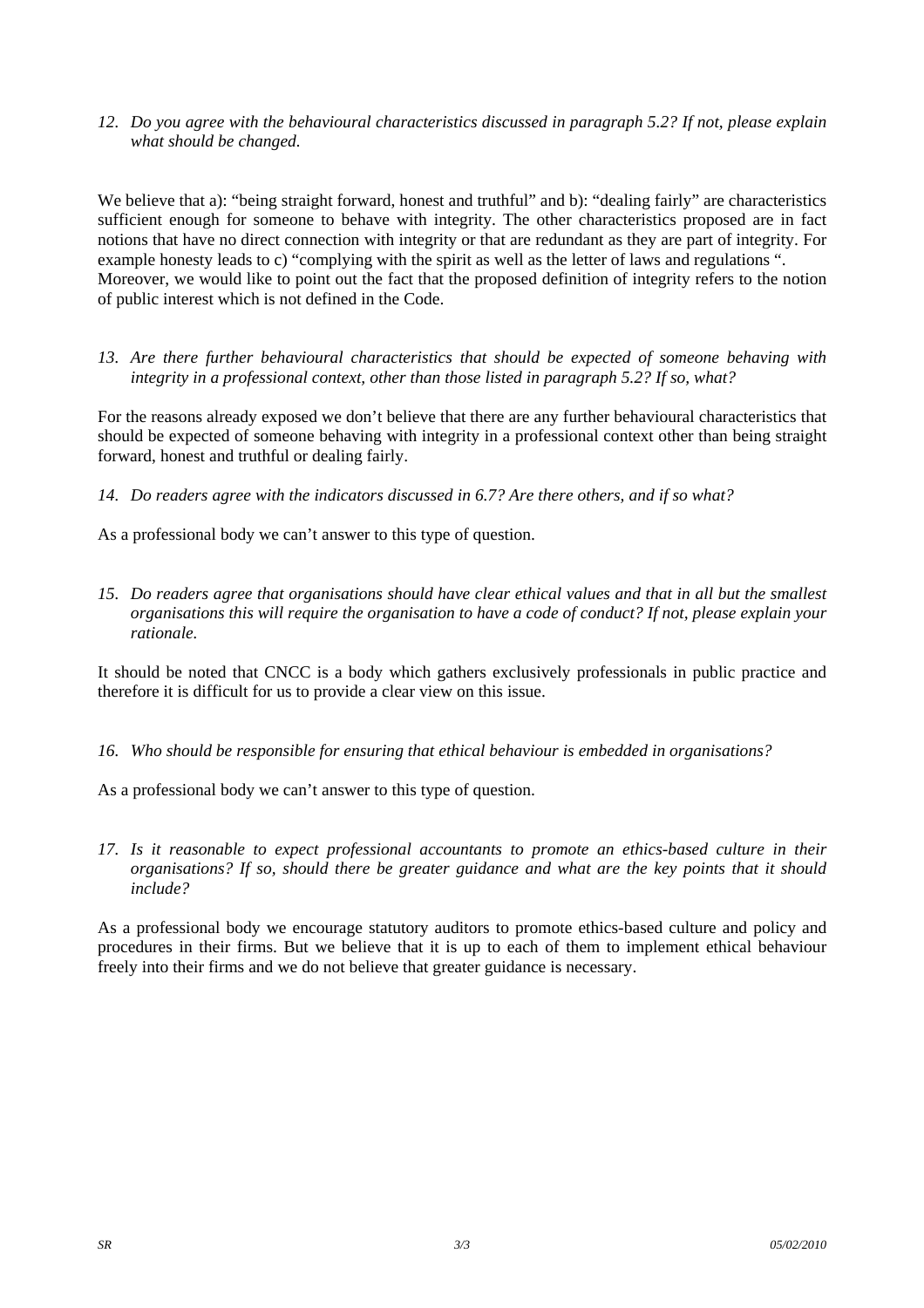12. *Do you agree with the behavioural characteristics discussed in paragraph 5.2? If not, please explain what should be changed.*

We believe that a): "being straight forward, honest and truthful" and b): "dealing fairly" are characteristics sufficient enough for someone to behave with integrity. The other characteristics proposed are in fact notions that have no direct connection with integrity or that are redundant as they are part of integrity. For example honesty leads to c) "complying with the spirit as well as the letter of laws and regulations ".
Moreover, we would like to point out the fact that the proposed definition of integrity refers to the notion of public interest which is not defined in the Code.

13. *Are there further behavioural characteristics that should be expected of someone behaving with integrity in a professional context, other than those listed in paragraph 5.2? If so, what?*

For the reasons already exposed we don't believe that there are any further behavioural characteristics that should be expected of someone behaving with integrity in a professional context other than being straight forward, honest and truthful or dealing fairly.

14. *Do readers agree with the indicators discussed in 6.7? Are there others, and if so what?*

As a professional body we can't answer to this type of question.

15. *Do readers agree that organisations should have clear ethical values and that in all but the smallest organisations this will require the organisation to have a code of conduct? If not, please explain your rationale.*

It should be noted that CNCC is a body which gathers exclusively professionals in public practice and therefore it is difficult for us to provide a clear view on this issue.

16. *Who should be responsible for ensuring that ethical behaviour is embedded in organisations?*

As a professional body we can't answer to this type of question.

17. *Is it reasonable to expect professional accountants to promote an ethics-based culture in their organisations? If so, should there be greater guidance and what are the key points that it should include?*

As a professional body we encourage statutory auditors to promote ethics-based culture and policy and procedures in their firms. But we believe that it is up to each of them to implement ethical behaviour freely into their firms and we do not believe that greater guidance is necessary.